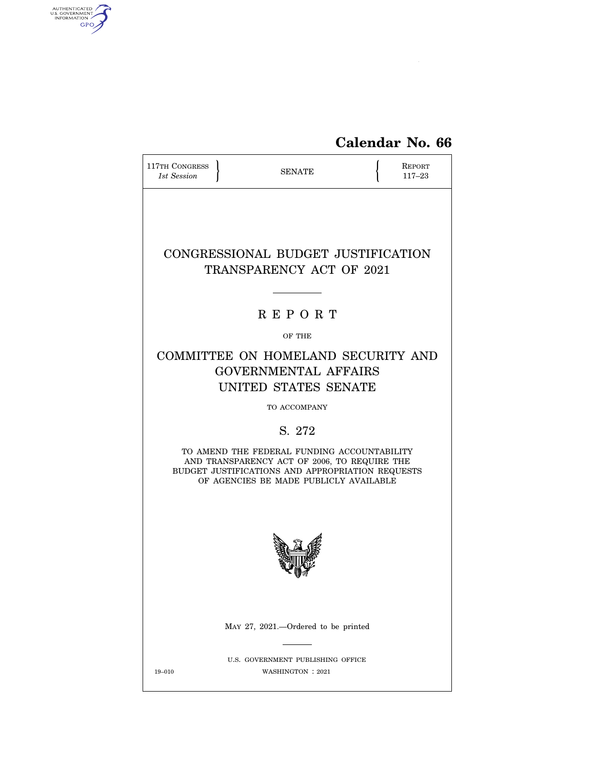**Calendar No. 66**

117TH CONGRESS
*1st Session*

SENATE

REPORT
117–23

# CONGRESSIONAL BUDGET JUSTIFICATION TRANSPARENCY ACT OF 2021

## R E P O R T

OF THE

## COMMITTEE ON HOMELAND SECURITY AND GOVERNMENTAL AFFAIRS UNITED STATES SENATE

TO ACCOMPANY

## S. 272

TO AMEND THE FEDERAL FUNDING ACCOUNTABILITY AND TRANSPARENCY ACT OF 2006, TO REQUIRE THE BUDGET JUSTIFICATIONS AND APPROPRIATION REQUESTS OF AGENCIES BE MADE PUBLICLY AVAILABLE

MAY 27, 2021.—Ordered to be printed

U.S. GOVERNMENT PUBLISHING OFFICE
19–010 WASHINGTON : 2021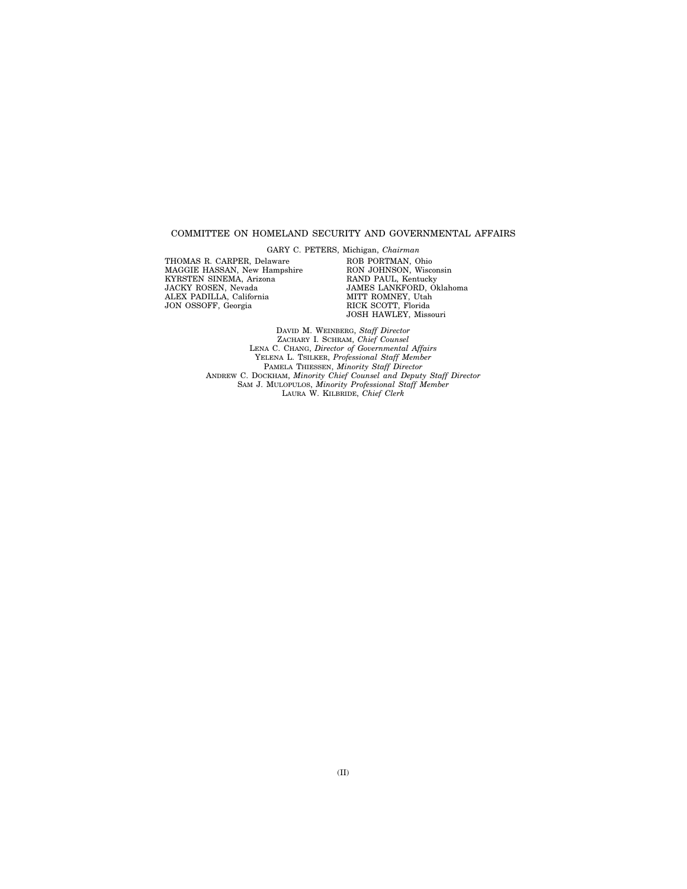## COMMITTEE ON HOMELAND SECURITY AND GOVERNMENTAL AFFAIRS

GARY C. PETERS, Michigan, *Chairman*

| | |
|---|---|
| THOMAS R. CARPER, Delaware | ROB PORTMAN, Ohio |
| MAGGIE HASSAN, New Hampshire | RON JOHNSON, Wisconsin |
| KYRSTEN SINEMA, Arizona | RAND PAUL, Kentucky |
| JACKY ROSEN, Nevada | JAMES LANKFORD, Oklahoma |
| ALEX PADILLA, California | MITT ROMNEY, Utah |
| JON OSSOFF, Georgia | RICK SCOTT, Florida |
| | JOSH HAWLEY, Missouri |

DAVID M. WEINBERG, *Staff Director*
ZACHARY I. SCHRAM, *Chief Counsel*
LENA C. CHANG, *Director of Governmental Affairs*
YELENA L. TSILKER, *Professional Staff Member*
PAMELA THIESSEN, *Minority Staff Director*
ANDREW C. DOCKHAM, *Minority Chief Counsel and Deputy Staff Director*
SAM J. MULOPULOS, *Minority Professional Staff Member*
LAURA W. KILBRIDE, *Chief Clerk*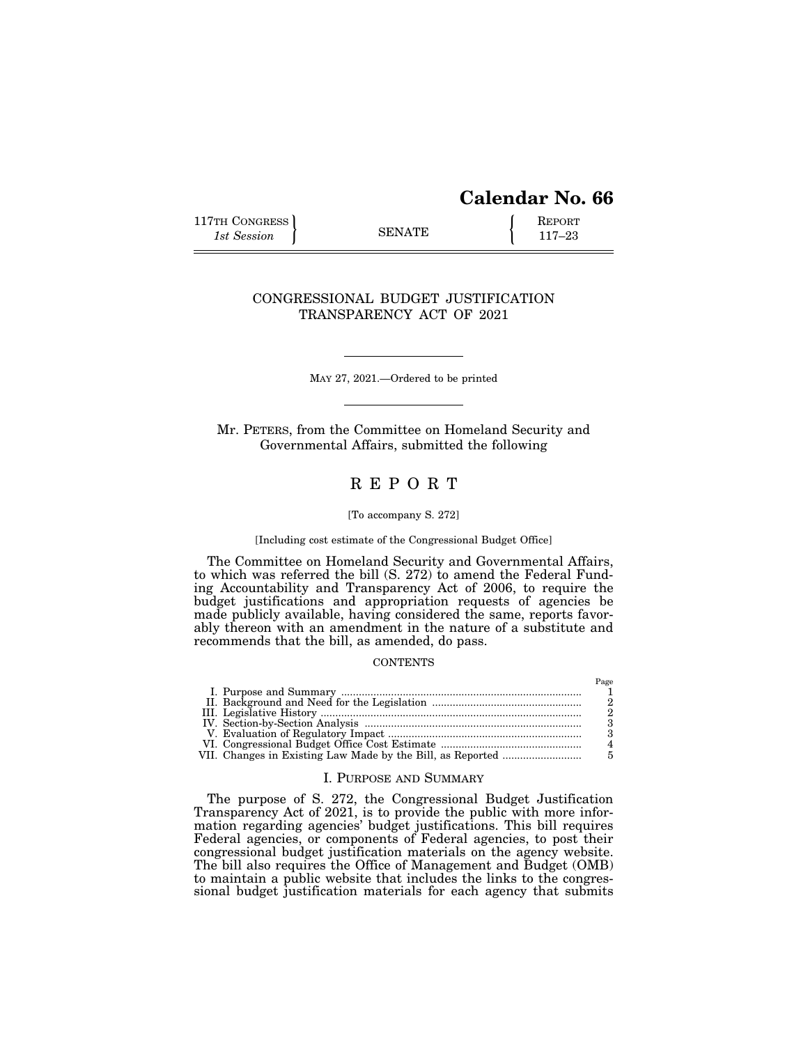**Calendar No. 66**

117TH CONGRESS 1st Session | SENATE | REPORT 117–23

# CONGRESSIONAL BUDGET JUSTIFICATION TRANSPARENCY ACT OF 2021

MAY 27, 2021.—Ordered to be printed

Mr. PETERS, from the Committee on Homeland Security and Governmental Affairs, submitted the following

# R E P O R T

[To accompany S. 272]

[Including cost estimate of the Congressional Budget Office]

The Committee on Homeland Security and Governmental Affairs, to which was referred the bill (S. 272) to amend the Federal Funding Accountability and Transparency Act of 2006, to require the budget justifications and appropriation requests of agencies be made publicly available, having considered the same, reports favorably thereon with an amendment in the nature of a substitute and recommends that the bill, as amended, do pass.

CONTENTS

| | Page |
|---|---|
| I. Purpose and Summary | 1 |
| II. Background and Need for the Legislation | 2 |
| III. Legislative History | 2 |
| IV. Section-by-Section Analysis | 3 |
| V. Evaluation of Regulatory Impact | 3 |
| VI. Congressional Budget Office Cost Estimate | 4 |
| VII. Changes in Existing Law Made by the Bill, as Reported | 5 |

## I. PURPOSE AND SUMMARY

The purpose of S. 272, the Congressional Budget Justification Transparency Act of 2021, is to provide the public with more information regarding agencies' budget justifications. This bill requires Federal agencies, or components of Federal agencies, to post their congressional budget justification materials on the agency website. The bill also requires the Office of Management and Budget (OMB) to maintain a public website that includes the links to the congressional budget justification materials for each agency that submits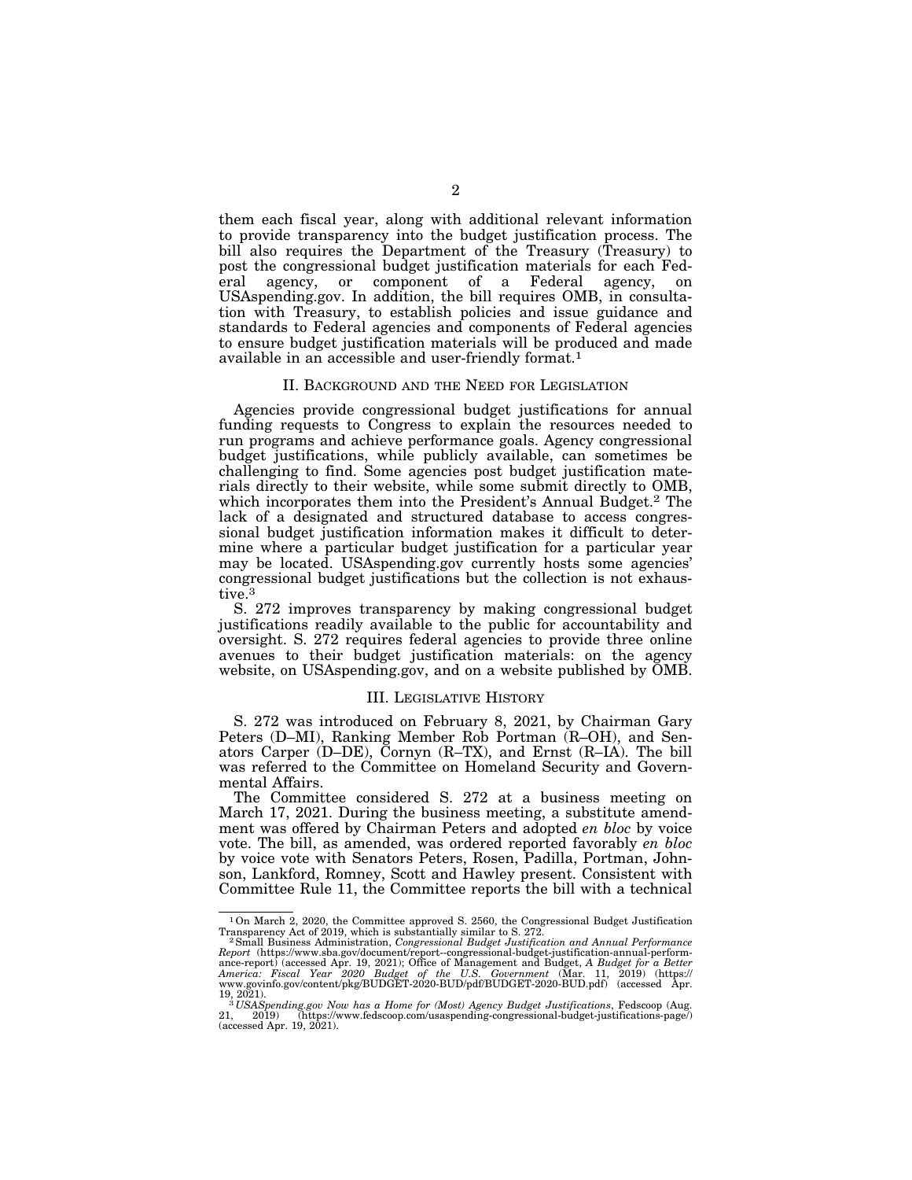them each fiscal year, along with additional relevant information to provide transparency into the budget justification process. The bill also requires the Department of the Treasury (Treasury) to post the congressional budget justification materials for each Federal agency, or component of a Federal agency, on USAspending.gov. In addition, the bill requires OMB, in consultation with Treasury, to establish policies and issue guidance and standards to Federal agencies and components of Federal agencies to ensure budget justification materials will be produced and made available in an accessible and user-friendly format.[1]

## II. Background and the Need for Legislation

Agencies provide congressional budget justifications for annual funding requests to Congress to explain the resources needed to run programs and achieve performance goals. Agency congressional budget justifications, while publicly available, can sometimes be challenging to find. Some agencies post budget justification materials directly to their website, while some submit directly to OMB, which incorporates them into the President's Annual Budget.[2] The lack of a designated and structured database to access congressional budget justification information makes it difficult to determine where a particular budget justification for a particular year may be located. USAspending.gov currently hosts some agencies' congressional budget justifications but the collection is not exhaustive.[3]

S. 272 improves transparency by making congressional budget justifications readily available to the public for accountability and oversight. S. 272 requires federal agencies to provide three online avenues to their budget justification materials: on the agency website, on USAspending.gov, and on a website published by OMB.

## III. Legislative History

S. 272 was introduced on February 8, 2021, by Chairman Gary Peters (D–MI), Ranking Member Rob Portman (R–OH), and Senators Carper (D–DE), Cornyn (R–TX), and Ernst (R–IA). The bill was referred to the Committee on Homeland Security and Governmental Affairs.

The Committee considered S. 272 at a business meeting on March 17, 2021. During the business meeting, a substitute amendment was offered by Chairman Peters and adopted *en bloc* by voice vote. The bill, as amended, was ordered reported favorably *en bloc* by voice vote with Senators Peters, Rosen, Padilla, Portman, Johnson, Lankford, Romney, Scott and Hawley present. Consistent with Committee Rule 11, the Committee reports the bill with a technical

---

[1] On March 2, 2020, the Committee approved S. 2560, the Congressional Budget Justification Transparency Act of 2019, which is substantially similar to S. 272.

[2] Small Business Administration, *Congressional Budget Justification and Annual Performance Report* (https://www.sba.gov/document/report--congressional-budget-justification-annual-performance-report) (accessed Apr. 19, 2021); Office of Management and Budget, *A Budget for a Better America: Fiscal Year 2020 Budget of the U.S. Government* (Mar. 11, 2019) (https://www.govinfo.gov/content/pkg/BUDGET-2020-BUD/pdf/BUDGET-2020-BUD.pdf) (accessed Apr. 19, 2021).

[3] *USASpending.gov Now has a Home for (Most) Agency Budget Justifications*, Fedscoop (Aug. 21, 2019) (https://www.fedscoop.com/usaspending-congressional-budget-justifications-page/) (accessed Apr. 19, 2021).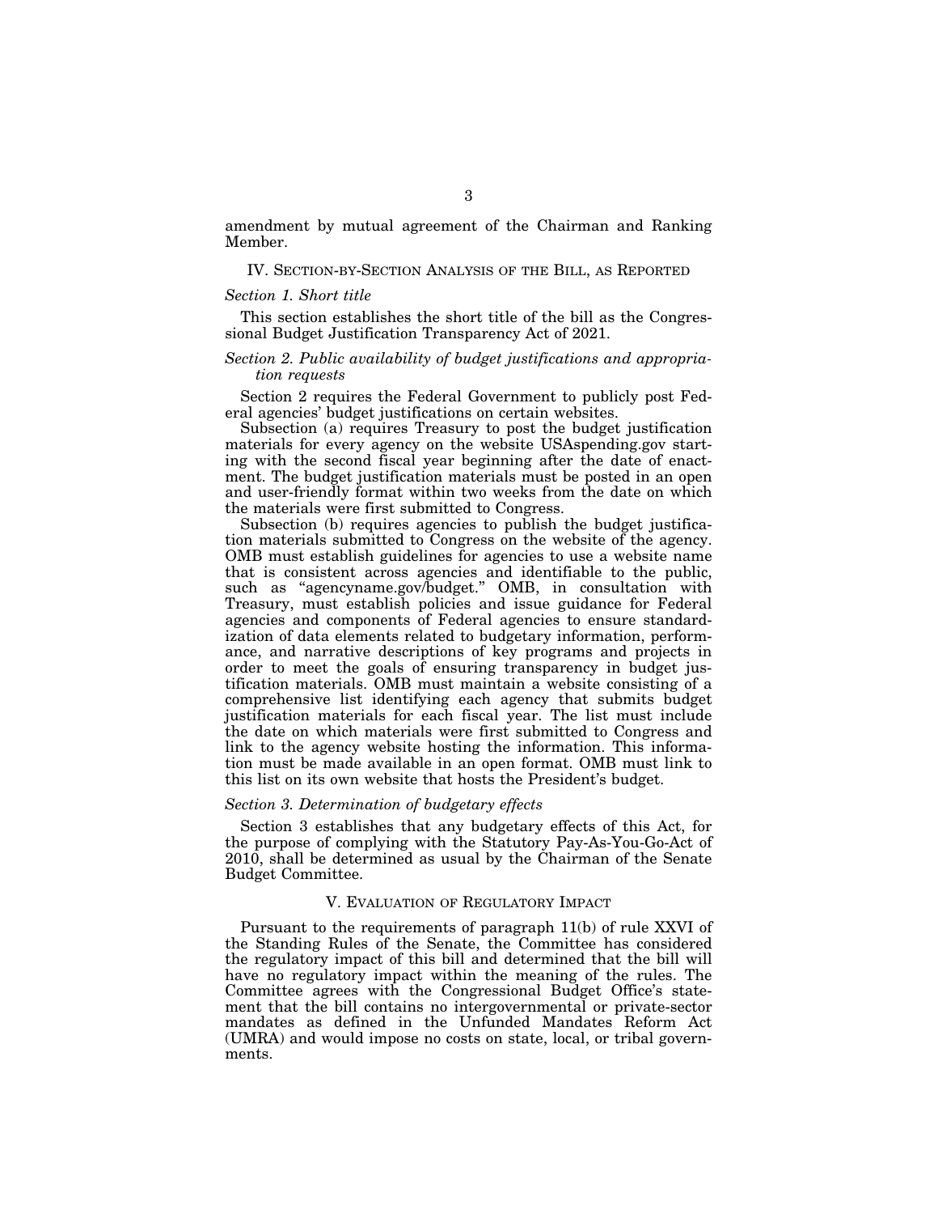amendment by mutual agreement of the Chairman and Ranking Member.

## IV. Section-by-Section Analysis of the Bill, as Reported

### *Section 1. Short title*

This section establishes the short title of the bill as the Congressional Budget Justification Transparency Act of 2021.

### *Section 2. Public availability of budget justifications and appropriation requests*

Section 2 requires the Federal Government to publicly post Federal agencies' budget justifications on certain websites.

Subsection (a) requires Treasury to post the budget justification materials for every agency on the website USAspending.gov starting with the second fiscal year beginning after the date of enactment. The budget justification materials must be posted in an open and user-friendly format within two weeks from the date on which the materials were first submitted to Congress.

Subsection (b) requires agencies to publish the budget justification materials submitted to Congress on the website of the agency. OMB must establish guidelines for agencies to use a website name that is consistent across agencies and identifiable to the public, such as "agencyname.gov/budget." OMB, in consultation with Treasury, must establish policies and issue guidance for Federal agencies and components of Federal agencies to ensure standardization of data elements related to budgetary information, performance, and narrative descriptions of key programs and projects in order to meet the goals of ensuring transparency in budget justification materials. OMB must maintain a website consisting of a comprehensive list identifying each agency that submits budget justification materials for each fiscal year. The list must include the date on which materials were first submitted to Congress and link to the agency website hosting the information. This information must be made available in an open format. OMB must link to this list on its own website that hosts the President's budget.

### *Section 3. Determination of budgetary effects*

Section 3 establishes that any budgetary effects of this Act, for the purpose of complying with the Statutory Pay-As-You-Go-Act of 2010, shall be determined as usual by the Chairman of the Senate Budget Committee.

## V. Evaluation of Regulatory Impact

Pursuant to the requirements of paragraph 11(b) of rule XXVI of the Standing Rules of the Senate, the Committee has considered the regulatory impact of this bill and determined that the bill will have no regulatory impact within the meaning of the rules. The Committee agrees with the Congressional Budget Office's statement that the bill contains no intergovernmental or private-sector mandates as defined in the Unfunded Mandates Reform Act (UMRA) and would impose no costs on state, local, or tribal governments.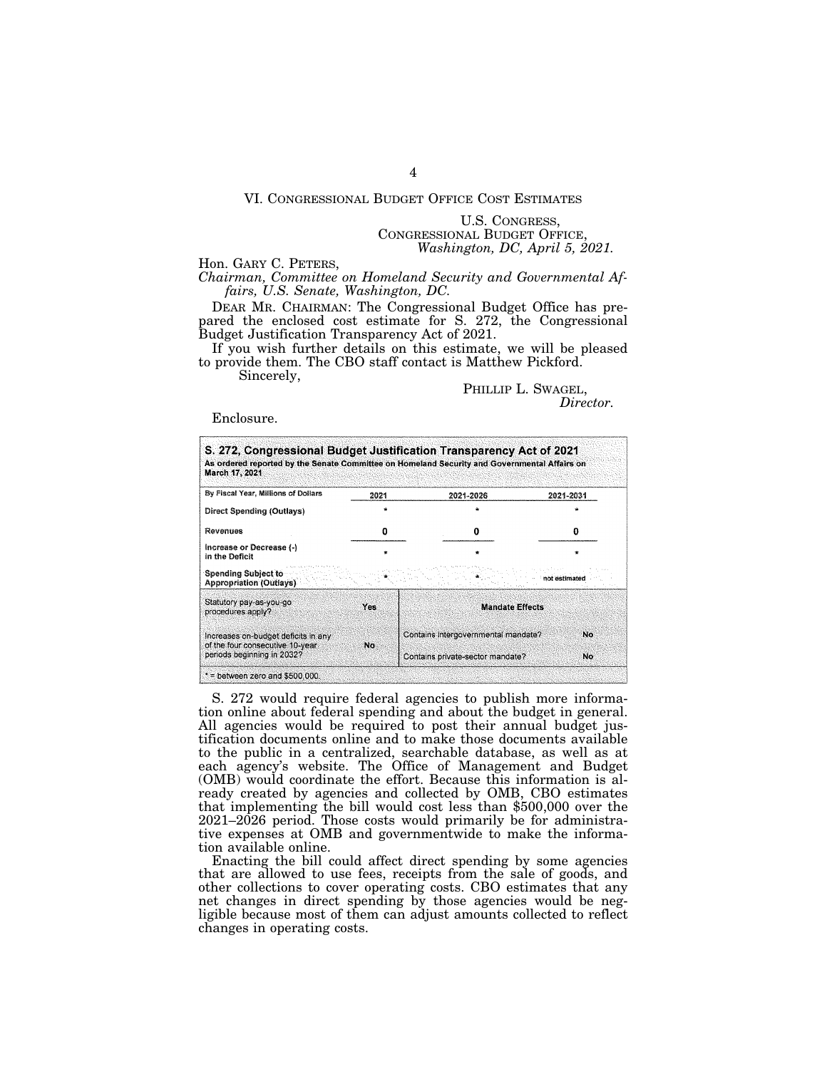## VI. CONGRESSIONAL BUDGET OFFICE COST ESTIMATES

U.S. CONGRESS,
CONGRESSIONAL BUDGET OFFICE,
*Washington, DC, April 5, 2021.*

Hon. GARY C. PETERS,
*Chairman, Committee on Homeland Security and Governmental Affairs, U.S. Senate, Washington, DC.*

DEAR MR. CHAIRMAN: The Congressional Budget Office has prepared the enclosed cost estimate for S. 272, the Congressional Budget Justification Transparency Act of 2021.

If you wish further details on this estimate, we will be pleased to provide them. The CBO staff contact is Matthew Pickford.

Sincerely,

PHILLIP L. SWAGEL,
*Director.*

Enclosure.

**S. 272, Congressional Budget Justification Transparency Act of 2021**
**As ordered reported by the Senate Committee on Homeland Security and Governmental Affairs on March 17, 2021**

| By Fiscal Year, Millions of Dollars | 2021 | 2021-2026 | 2021-2031 |
|---|---|---|---|
| Direct Spending (Outlays) | * | * | * |
| Revenues | 0 | 0 | 0 |
| Increase or Decrease (-) in the Deficit | * | * | * |
| Spending Subject to Appropriation (Outlays) | * | * | not estimated |

| | | Mandate Effects | |
|---|---|---|---|
| Statutory pay-as-you-go procedures apply? | Yes | | |
| Increases on-budget deficits in any of the four consecutive 10-year periods beginning in 2032? | No | Contains intergovernmental mandate? | No |
| | | Contains private-sector mandate? | No |

* = between zero and $500,000.

S. 272 would require federal agencies to publish more information online about federal spending and about the budget in general. All agencies would be required to post their annual budget justification documents online and to make those documents available to the public in a centralized, searchable database, as well as at each agency's website. The Office of Management and Budget (OMB) would coordinate the effort. Because this information is already created by agencies and collected by OMB, CBO estimates that implementing the bill would cost less than $500,000 over the 2021–2026 period. Those costs would primarily be for administrative expenses at OMB and governmentwide to make the information available online.

Enacting the bill could affect direct spending by some agencies that are allowed to use fees, receipts from the sale of goods, and other collections to cover operating costs. CBO estimates that any net changes in direct spending by those agencies would be negligible because most of them can adjust amounts collected to reflect changes in operating costs.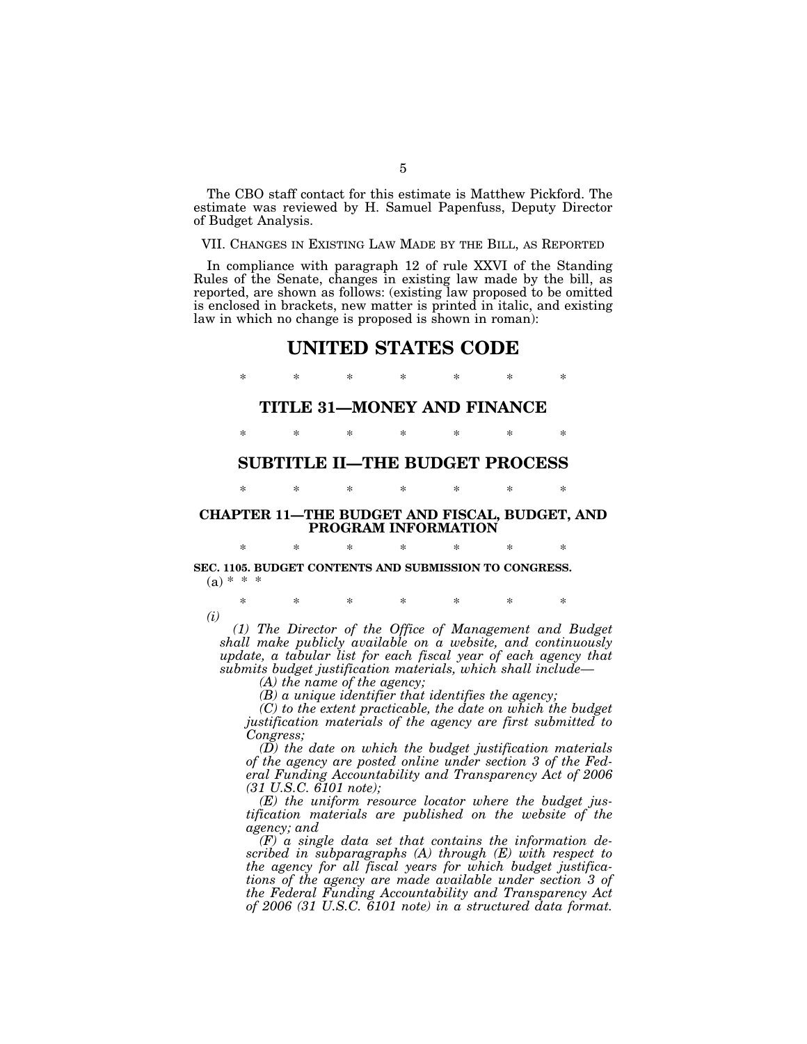The CBO staff contact for this estimate is Matthew Pickford. The estimate was reviewed by H. Samuel Papenfuss, Deputy Director of Budget Analysis.

VII. CHANGES IN EXISTING LAW MADE BY THE BILL, AS REPORTED

In compliance with paragraph 12 of rule XXVI of the Standing Rules of the Senate, changes in existing law made by the bill, as reported, are shown as follows: (existing law proposed to be omitted is enclosed in brackets, new matter is printed in italic, and existing law in which no change is proposed is shown in roman):

# UNITED STATES CODE

\* \* \* \* \* \* \*

## TITLE 31—MONEY AND FINANCE

\* \* \* \* \* \* \*

## SUBTITLE II—THE BUDGET PROCESS

\* \* \* \* \* \* \*

### CHAPTER 11—THE BUDGET AND FISCAL, BUDGET, AND PROGRAM INFORMATION

\* \* \* \* \* \* \*

**SEC. 1105. BUDGET CONTENTS AND SUBMISSION TO CONGRESS.**

(a) \* \* \*

\* \* \* \* \* \* \*

*(i)*

*(1) The Director of the Office of Management and Budget shall make publicly available on a website, and continuously update, a tabular list for each fiscal year of each agency that submits budget justification materials, which shall include—*

*(A) the name of the agency;*

*(B) a unique identifier that identifies the agency;*

*(C) to the extent practicable, the date on which the budget justification materials of the agency are first submitted to Congress;*

*(D) the date on which the budget justification materials of the agency are posted online under section 3 of the Federal Funding Accountability and Transparency Act of 2006 (31 U.S.C. 6101 note);*

*(E) the uniform resource locator where the budget justification materials are published on the website of the agency; and*

*(F) a single data set that contains the information described in subparagraphs (A) through (E) with respect to the agency for all fiscal years for which budget justifications of the agency are made available under section 3 of the Federal Funding Accountability and Transparency Act of 2006 (31 U.S.C. 6101 note) in a structured data format.*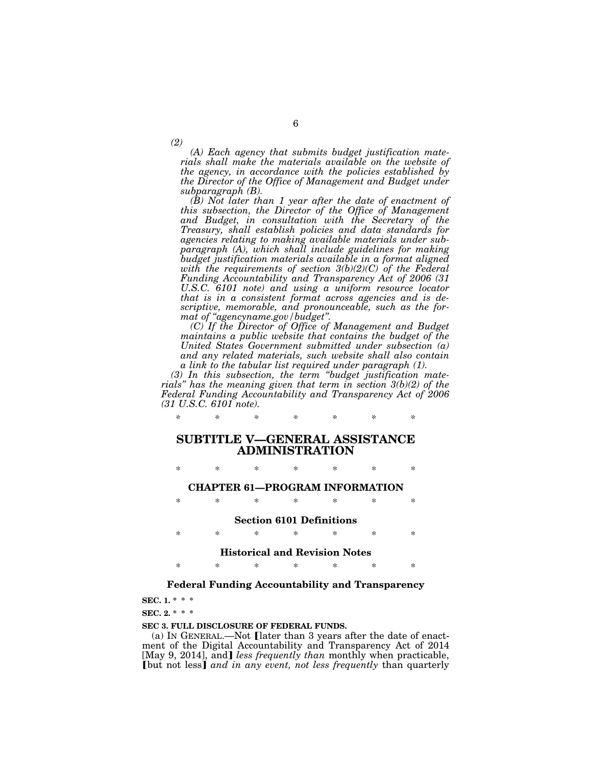*(2)*

*(A) Each agency that submits budget justification materials shall make the materials available on the website of the agency, in accordance with the policies established by the Director of the Office of Management and Budget under subparagraph (B).*

*(B) Not later than 1 year after the date of enactment of this subsection, the Director of the Office of Management and Budget, in consultation with the Secretary of the Treasury, shall establish policies and data standards for agencies relating to making available materials under subparagraph (A), which shall include guidelines for making budget justification materials available in a format aligned with the requirements of section 3(b)(2)(C) of the Federal Funding Accountability and Transparency Act of 2006 (31 U.S.C. 6101 note) and using a uniform resource locator that is in a consistent format across agencies and is descriptive, memorable, and pronounceable, such as the format of "agencyname.gov/budget".*

*(C) If the Director of Office of Management and Budget maintains a public website that contains the budget of the United States Government submitted under subsection (a) and any related materials, such website shall also contain a link to the tabular list required under paragraph (1).*

*(3) In this subsection, the term "budget justification materials" has the meaning given that term in section 3(b)(2) of the Federal Funding Accountability and Transparency Act of 2006 (31 U.S.C. 6101 note).*

\* \* \* \* \* \* \*

## SUBTITLE V—GENERAL ASSISTANCE ADMINISTRATION

\* \* \* \* \* \* \*

### CHAPTER 61—PROGRAM INFORMATION

\* \* \* \* \* \* \*

#### Section 6101 Definitions

\* \* \* \* \* \* \*

#### Historical and Revision Notes

\* \* \* \* \* \* \*

#### Federal Funding Accountability and Transparency

**SEC. 1.** \* \* \*

**SEC. 2.** \* \* \*

**SEC 3. FULL DISCLOSURE OF FEDERAL FUNDS.**

(a) IN GENERAL.—Not [later than 3 years after the date of enactment of the Digital Accountability and Transparency Act of 2014 [May 9, 2014], and] *less frequently than* monthly when practicable, [but not less] *and in any event, not less frequently* than quarterly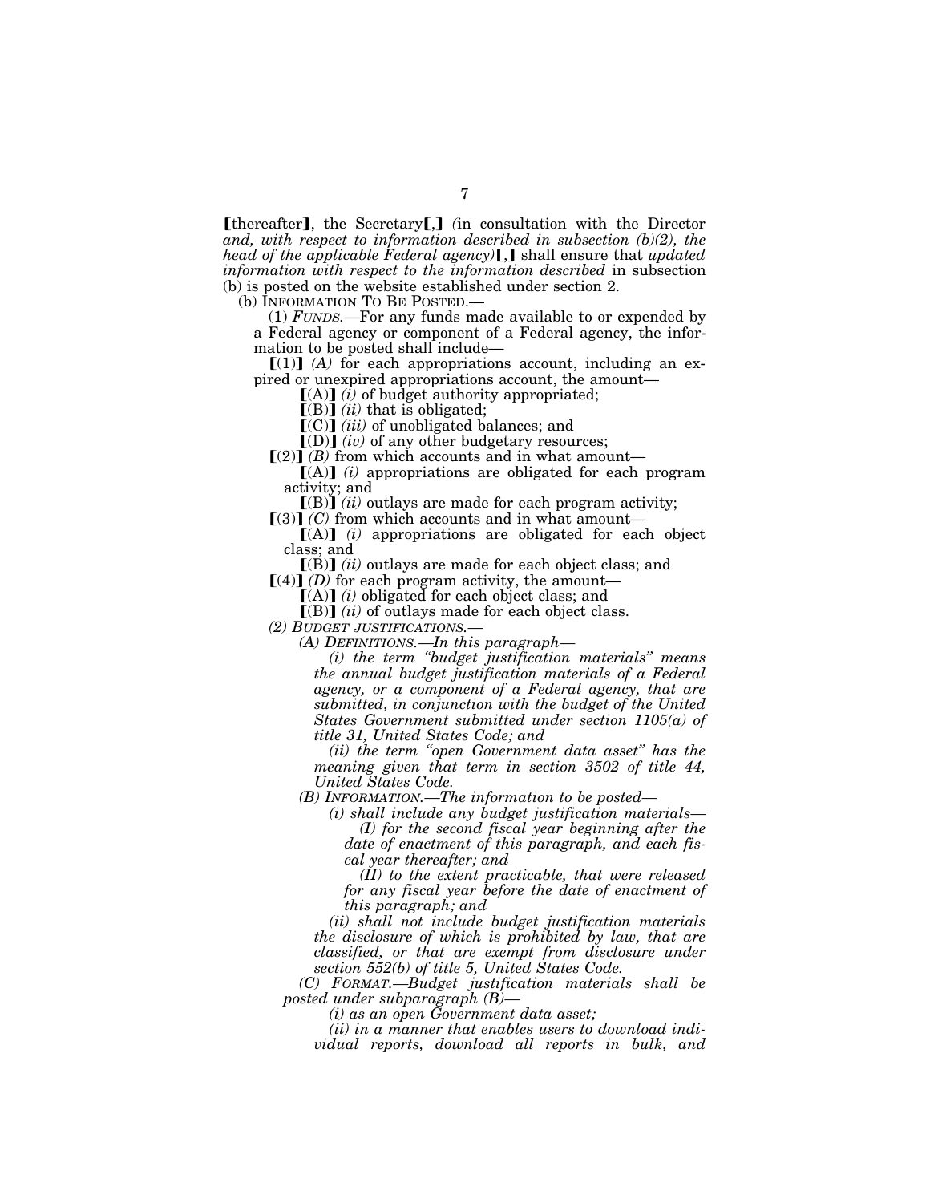[thereafter], the Secretary[,] *(*in consultation with the Director *and, with respect to information described in subsection (b)(2), the head of the applicable Federal agency)*[,] shall ensure that *updated information with respect to the information described* in subsection (b) is posted on the website established under section 2.

(b) INFORMATION TO BE POSTED.—

(1) *FUNDS.*—For any funds made available to or expended by a Federal agency or component of a Federal agency, the information to be posted shall include—

[(1)] *(A)* for each appropriations account, including an expired or unexpired appropriations account, the amount—

[(A)] *(i)* of budget authority appropriated;

[(B)] *(ii)* that is obligated;

[(C)] *(iii)* of unobligated balances; and

[(D)] *(iv)* of any other budgetary resources;

[(2)] *(B)* from which accounts and in what amount—

[(A)] *(i)* appropriations are obligated for each program activity; and

[(B)] *(ii)* outlays are made for each program activity;

[(3)] *(C)* from which accounts and in what amount—

[(A)] *(i)* appropriations are obligated for each object class; and

[(B)] *(ii)* outlays are made for each object class; and

[(4)] *(D)* for each program activity, the amount—

[(A)] *(i)* obligated for each object class; and

[(B)] *(ii)* of outlays made for each object class.

*(2) BUDGET JUSTIFICATIONS.—*

*(A) DEFINITIONS.—In this paragraph—*

*(i) the term "budget justification materials" means the annual budget justification materials of a Federal agency, or a component of a Federal agency, that are submitted, in conjunction with the budget of the United States Government submitted under section 1105(a) of title 31, United States Code; and*

*(ii) the term "open Government data asset" has the meaning given that term in section 3502 of title 44, United States Code.*

*(B) INFORMATION.—The information to be posted—*

*(i) shall include any budget justification materials—*

*(I) for the second fiscal year beginning after the date of enactment of this paragraph, and each fiscal year thereafter; and*

*(II) to the extent practicable, that were released for any fiscal year before the date of enactment of this paragraph; and*

*(ii) shall not include budget justification materials the disclosure of which is prohibited by law, that are classified, or that are exempt from disclosure under section 552(b) of title 5, United States Code.*

*(C) FORMAT.—Budget justification materials shall be posted under subparagraph (B)—*

*(i) as an open Government data asset;*

*(ii) in a manner that enables users to download individual reports, download all reports in bulk, and*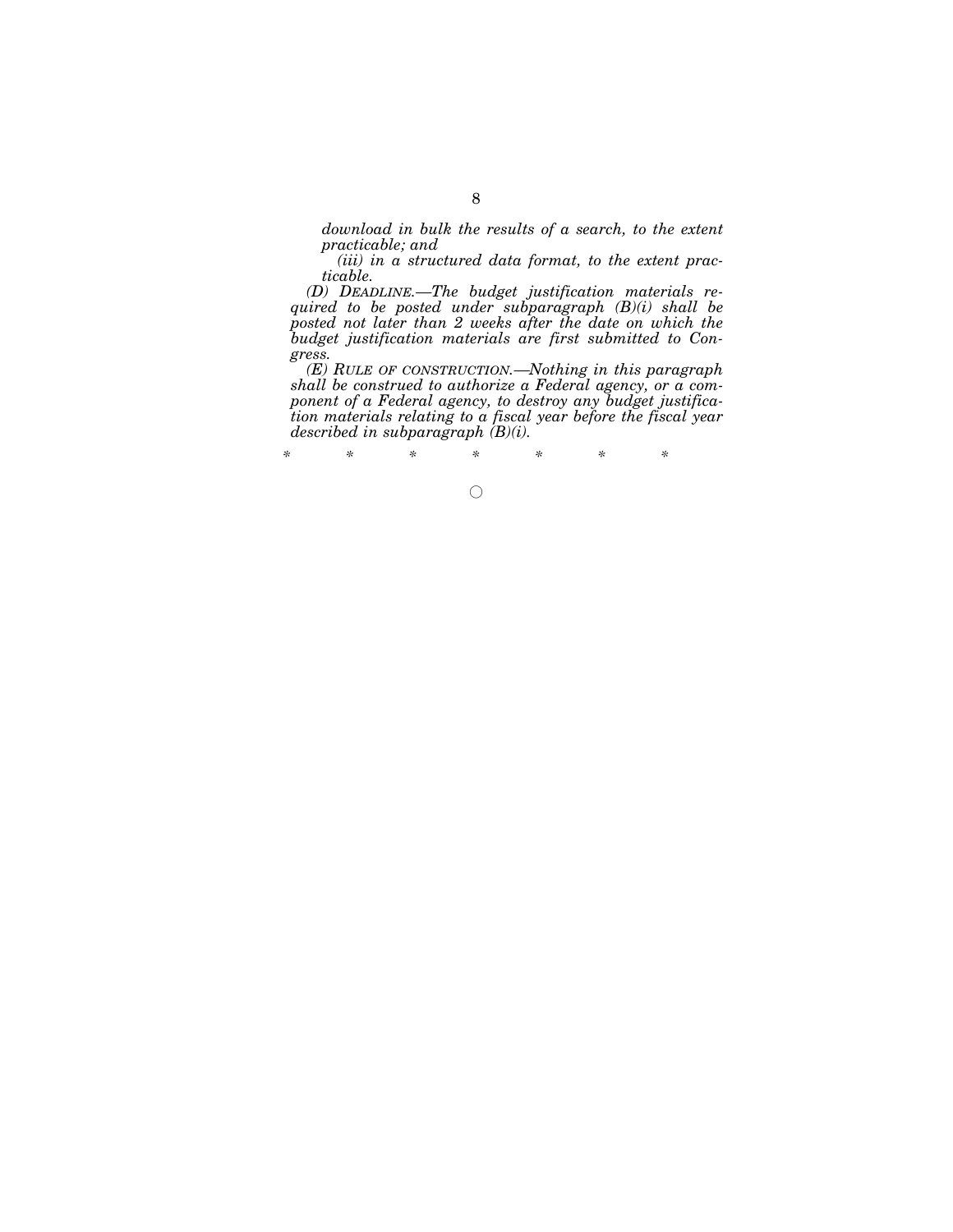*download in bulk the results of a search, to the extent practicable; and*

*(iii) in a structured data format, to the extent practicable.*

*(D) DEADLINE.—The budget justification materials required to be posted under subparagraph (B)(i) shall be posted not later than 2 weeks after the date on which the budget justification materials are first submitted to Congress.*

*(E) RULE OF CONSTRUCTION.—Nothing in this paragraph shall be construed to authorize a Federal agency, or a component of a Federal agency, to destroy any budget justification materials relating to a fiscal year before the fiscal year described in subparagraph (B)(i).*

\* \* \* \* \* \* \*